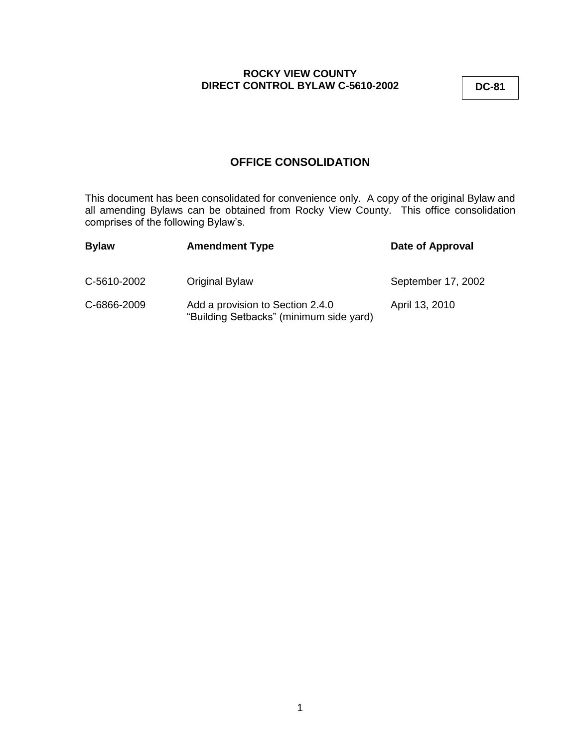**ROCKY VIEW COUNTY**
**DIRECT CONTROL BYLAW C-5610-2002**

**DC-81**

## OFFICE CONSOLIDATION

This document has been consolidated for convenience only. A copy of the original Bylaw and all amending Bylaws can be obtained from Rocky View County. This office consolidation comprises of the following Bylaw's.

| **Bylaw** | **Amendment Type** | **Date of Approval** |
|---|---|---|
| C-5610-2002 | Original Bylaw | September 17, 2002 |
| C-6866-2009 | Add a provision to Section 2.4.0 "Building Setbacks" (minimum side yard) | April 13, 2010 |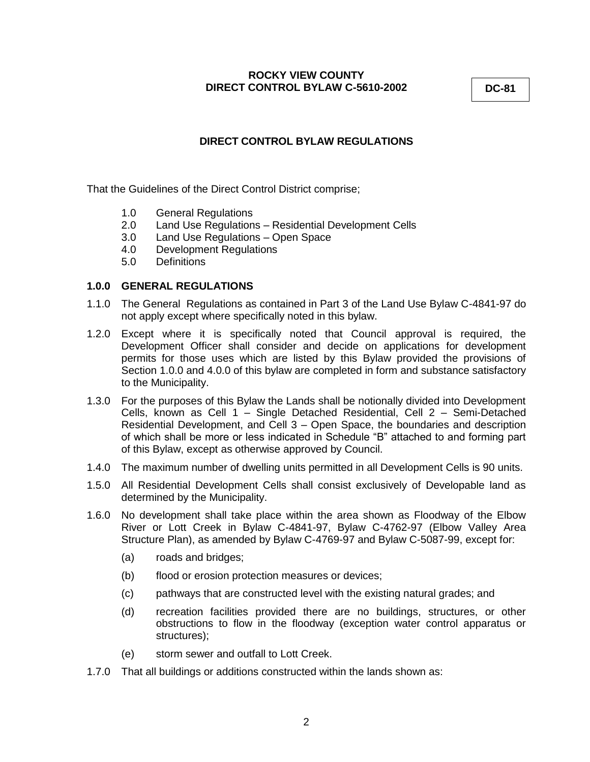**ROCKY VIEW COUNTY**
**DIRECT CONTROL BYLAW C-5610-2002**

**DC-81**

## DIRECT CONTROL BYLAW REGULATIONS

That the Guidelines of the Direct Control District comprise;

1.0 General Regulations
2.0 Land Use Regulations – Residential Development Cells
3.0 Land Use Regulations – Open Space
4.0 Development Regulations
5.0 Definitions

### 1.0.0 GENERAL REGULATIONS

1.1.0 The General Regulations as contained in Part 3 of the Land Use Bylaw C-4841-97 do not apply except where specifically noted in this bylaw.

1.2.0 Except where it is specifically noted that Council approval is required, the Development Officer shall consider and decide on applications for development permits for those uses which are listed by this Bylaw provided the provisions of Section 1.0.0 and 4.0.0 of this bylaw are completed in form and substance satisfactory to the Municipality.

1.3.0 For the purposes of this Bylaw the Lands shall be notionally divided into Development Cells, known as Cell 1 – Single Detached Residential, Cell 2 – Semi-Detached Residential Development, and Cell 3 – Open Space, the boundaries and description of which shall be more or less indicated in Schedule "B" attached to and forming part of this Bylaw, except as otherwise approved by Council.

1.4.0 The maximum number of dwelling units permitted in all Development Cells is 90 units.

1.5.0 All Residential Development Cells shall consist exclusively of Developable land as determined by the Municipality.

1.6.0 No development shall take place within the area shown as Floodway of the Elbow River or Lott Creek in Bylaw C-4841-97, Bylaw C-4762-97 (Elbow Valley Area Structure Plan), as amended by Bylaw C-4769-97 and Bylaw C-5087-99, except for:

(a) roads and bridges;

(b) flood or erosion protection measures or devices;

(c) pathways that are constructed level with the existing natural grades; and

(d) recreation facilities provided there are no buildings, structures, or other obstructions to flow in the floodway (exception water control apparatus or structures);

(e) storm sewer and outfall to Lott Creek.

1.7.0 That all buildings or additions constructed within the lands shown as: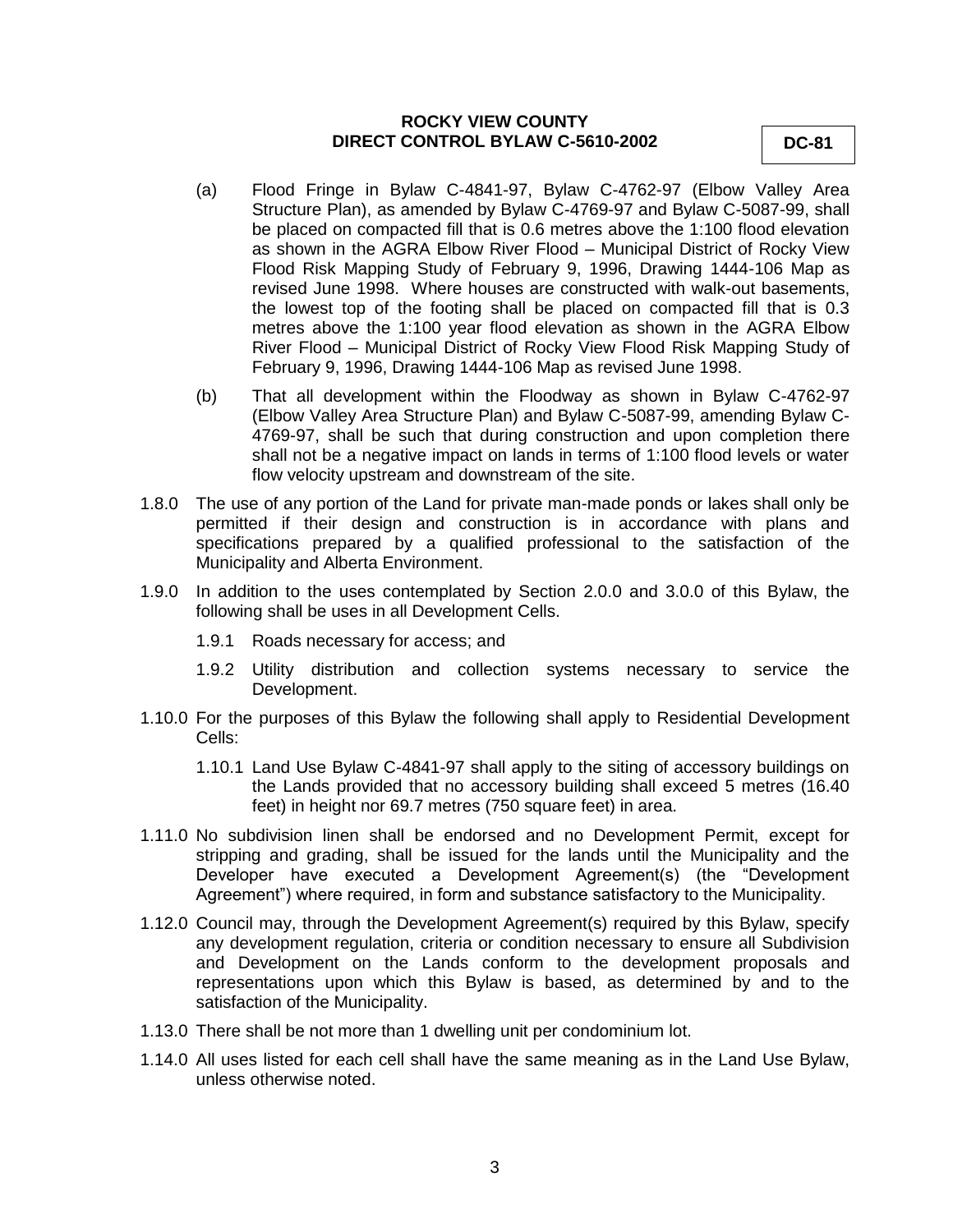(a) Flood Fringe in Bylaw C-4841-97, Bylaw C-4762-97 (Elbow Valley Area Structure Plan), as amended by Bylaw C-4769-97 and Bylaw C-5087-99, shall be placed on compacted fill that is 0.6 metres above the 1:100 flood elevation as shown in the AGRA Elbow River Flood – Municipal District of Rocky View Flood Risk Mapping Study of February 9, 1996, Drawing 1444-106 Map as revised June 1998. Where houses are constructed with walk-out basements, the lowest top of the footing shall be placed on compacted fill that is 0.3 metres above the 1:100 year flood elevation as shown in the AGRA Elbow River Flood – Municipal District of Rocky View Flood Risk Mapping Study of February 9, 1996, Drawing 1444-106 Map as revised June 1998.

(b) That all development within the Floodway as shown in Bylaw C-4762-97 (Elbow Valley Area Structure Plan) and Bylaw C-5087-99, amending Bylaw C-4769-97, shall be such that during construction and upon completion there shall not be a negative impact on lands in terms of 1:100 flood levels or water flow velocity upstream and downstream of the site.

1.8.0 The use of any portion of the Land for private man-made ponds or lakes shall only be permitted if their design and construction is in accordance with plans and specifications prepared by a qualified professional to the satisfaction of the Municipality and Alberta Environment.

1.9.0 In addition to the uses contemplated by Section 2.0.0 and 3.0.0 of this Bylaw, the following shall be uses in all Development Cells.

1.9.1 Roads necessary for access; and

1.9.2 Utility distribution and collection systems necessary to service the Development.

1.10.0 For the purposes of this Bylaw the following shall apply to Residential Development Cells:

1.10.1 Land Use Bylaw C-4841-97 shall apply to the siting of accessory buildings on the Lands provided that no accessory building shall exceed 5 metres (16.40 feet) in height nor 69.7 metres (750 square feet) in area.

1.11.0 No subdivision linen shall be endorsed and no Development Permit, except for stripping and grading, shall be issued for the lands until the Municipality and the Developer have executed a Development Agreement(s) (the "Development Agreement") where required, in form and substance satisfactory to the Municipality.

1.12.0 Council may, through the Development Agreement(s) required by this Bylaw, specify any development regulation, criteria or condition necessary to ensure all Subdivision and Development on the Lands conform to the development proposals and representations upon which this Bylaw is based, as determined by and to the satisfaction of the Municipality.

1.13.0 There shall be not more than 1 dwelling unit per condominium lot.

1.14.0 All uses listed for each cell shall have the same meaning as in the Land Use Bylaw, unless otherwise noted.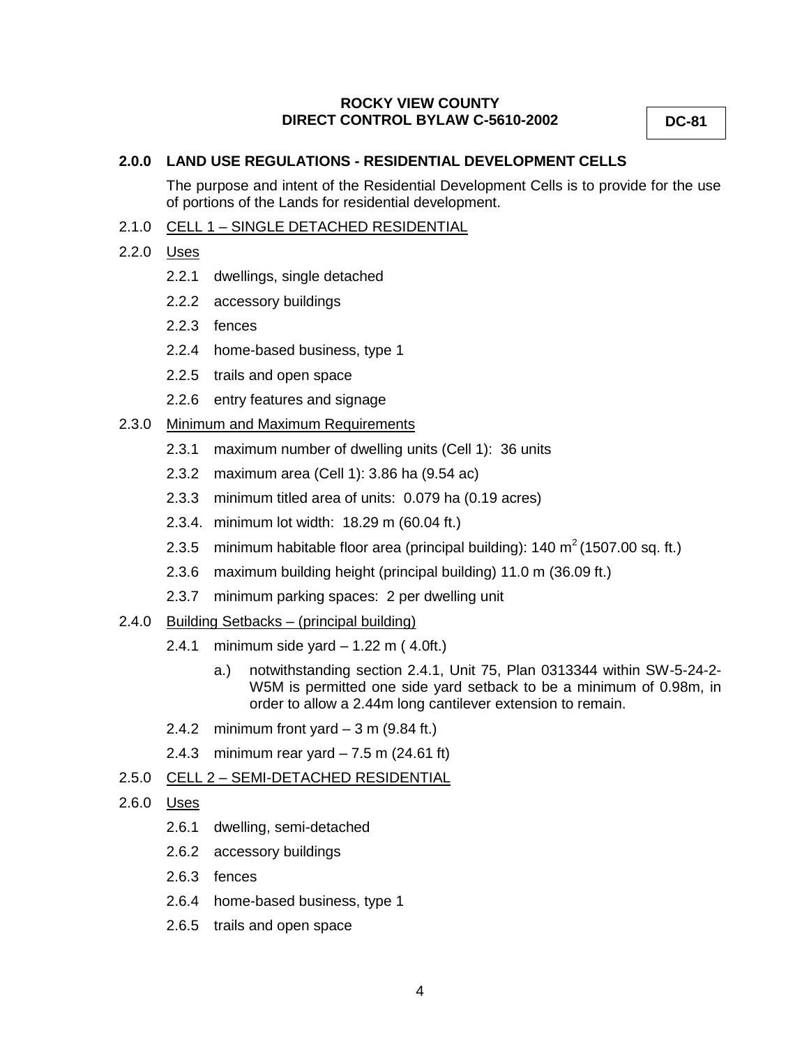**ROCKY VIEW COUNTY**
**DIRECT CONTROL BYLAW C-5610-2002**

**DC-81**

## 2.0.0 LAND USE REGULATIONS - RESIDENTIAL DEVELOPMENT CELLS

The purpose and intent of the Residential Development Cells is to provide for the use of portions of the Lands for residential development.

2.1.0 CELL 1 – SINGLE DETACHED RESIDENTIAL

2.2.0 Uses

- 2.2.1 dwellings, single detached
- 2.2.2 accessory buildings
- 2.2.3 fences
- 2.2.4 home-based business, type 1
- 2.2.5 trails and open space
- 2.2.6 entry features and signage

2.3.0 Minimum and Maximum Requirements

- 2.3.1 maximum number of dwelling units (Cell 1): 36 units
- 2.3.2 maximum area (Cell 1): 3.86 ha (9.54 ac)
- 2.3.3 minimum titled area of units: 0.079 ha (0.19 acres)
- 2.3.4. minimum lot width: 18.29 m (60.04 ft.)
- 2.3.5 minimum habitable floor area (principal building): 140 $m^2$ (1507.00 sq. ft.)
- 2.3.6 maximum building height (principal building) 11.0 m (36.09 ft.)
- 2.3.7 minimum parking spaces: 2 per dwelling unit

2.4.0 Building Setbacks – (principal building)

- 2.4.1 minimum side yard – 1.22 m ( 4.0ft.)
  - a.) notwithstanding section 2.4.1, Unit 75, Plan 0313344 within SW-5-24-2-W5M is permitted one side yard setback to be a minimum of 0.98m, in order to allow a 2.44m long cantilever extension to remain.
- 2.4.2 minimum front yard – 3 m (9.84 ft.)
- 2.4.3 minimum rear yard – 7.5 m (24.61 ft)

2.5.0 CELL 2 – SEMI-DETACHED RESIDENTIAL

2.6.0 Uses

- 2.6.1 dwelling, semi-detached
- 2.6.2 accessory buildings
- 2.6.3 fences
- 2.6.4 home-based business, type 1
- 2.6.5 trails and open space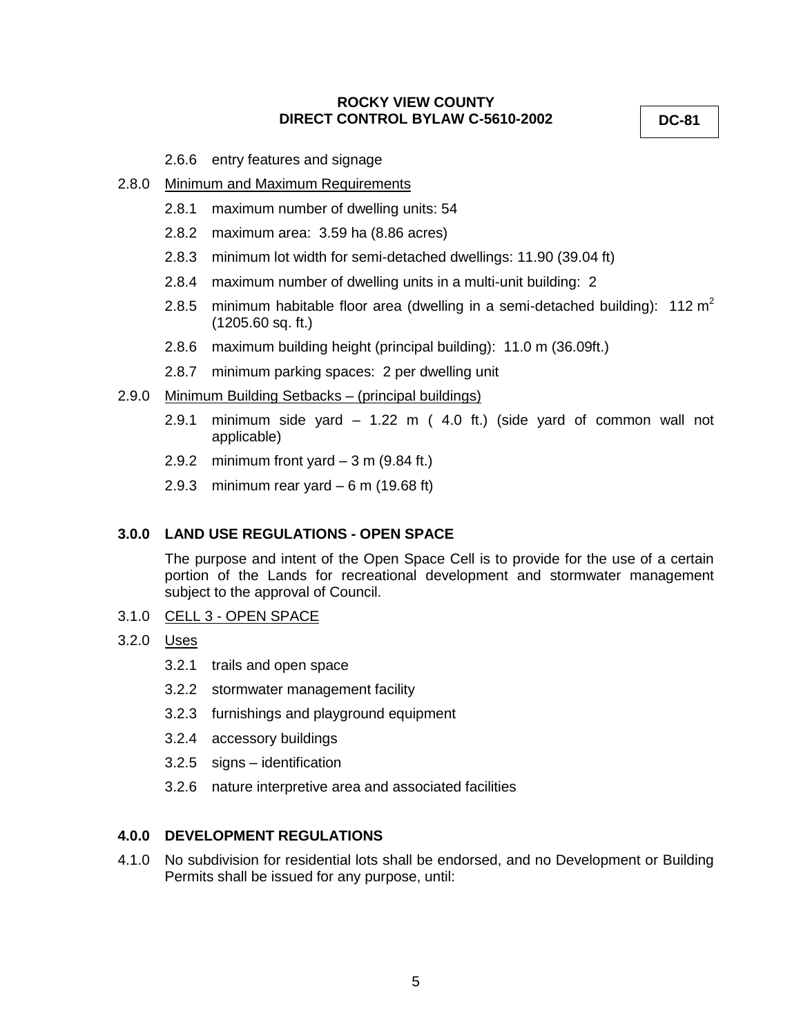2.6.6 entry features and signage

2.8.0 Minimum and Maximum Requirements

2.8.1 maximum number of dwelling units: 54

2.8.2 maximum area: 3.59 ha (8.86 acres)

2.8.3 minimum lot width for semi-detached dwellings: 11.90 (39.04 ft)

2.8.4 maximum number of dwelling units in a multi-unit building: 2

2.8.5 minimum habitable floor area (dwelling in a semi-detached building): 112 $m^2$ (1205.60 sq. ft.)

2.8.6 maximum building height (principal building): 11.0 m (36.09ft.)

2.8.7 minimum parking spaces: 2 per dwelling unit

2.9.0 Minimum Building Setbacks – (principal buildings)

2.9.1 minimum side yard – 1.22 m ( 4.0 ft.) (side yard of common wall not applicable)

2.9.2 minimum front yard – 3 m (9.84 ft.)

2.9.3 minimum rear yard – 6 m (19.68 ft)

## 3.0.0 LAND USE REGULATIONS - OPEN SPACE

The purpose and intent of the Open Space Cell is to provide for the use of a certain portion of the Lands for recreational development and stormwater management subject to the approval of Council.

3.1.0 CELL 3 - OPEN SPACE

3.2.0 Uses

3.2.1 trails and open space

3.2.2 stormwater management facility

3.2.3 furnishings and playground equipment

3.2.4 accessory buildings

3.2.5 signs – identification

3.2.6 nature interpretive area and associated facilities

## 4.0.0 DEVELOPMENT REGULATIONS

4.1.0 No subdivision for residential lots shall be endorsed, and no Development or Building Permits shall be issued for any purpose, until: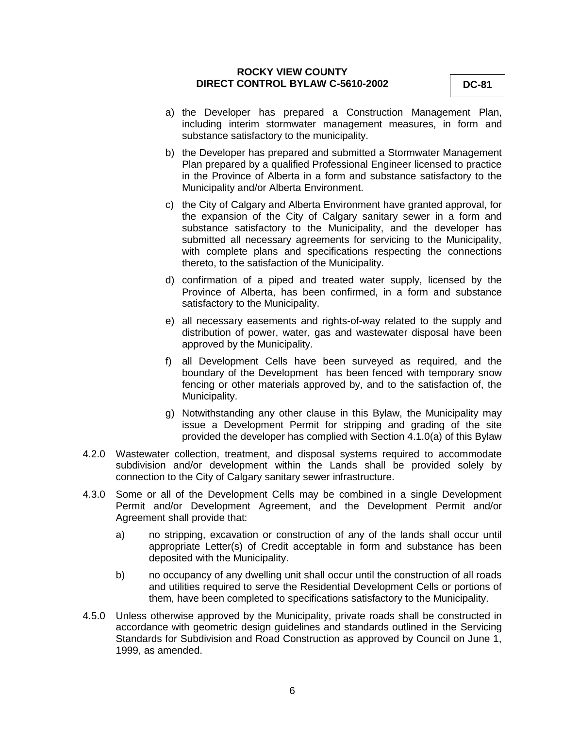a) the Developer has prepared a Construction Management Plan, including interim stormwater management measures, in form and substance satisfactory to the municipality.

b) the Developer has prepared and submitted a Stormwater Management Plan prepared by a qualified Professional Engineer licensed to practice in the Province of Alberta in a form and substance satisfactory to the Municipality and/or Alberta Environment.

c) the City of Calgary and Alberta Environment have granted approval, for the expansion of the City of Calgary sanitary sewer in a form and substance satisfactory to the Municipality, and the developer has submitted all necessary agreements for servicing to the Municipality, with complete plans and specifications respecting the connections thereto, to the satisfaction of the Municipality.

d) confirmation of a piped and treated water supply, licensed by the Province of Alberta, has been confirmed, in a form and substance satisfactory to the Municipality.

e) all necessary easements and rights-of-way related to the supply and distribution of power, water, gas and wastewater disposal have been approved by the Municipality.

f) all Development Cells have been surveyed as required, and the boundary of the Development has been fenced with temporary snow fencing or other materials approved by, and to the satisfaction of, the Municipality.

g) Notwithstanding any other clause in this Bylaw, the Municipality may issue a Development Permit for stripping and grading of the site provided the developer has complied with Section 4.1.0(a) of this Bylaw

4.2.0 Wastewater collection, treatment, and disposal systems required to accommodate subdivision and/or development within the Lands shall be provided solely by connection to the City of Calgary sanitary sewer infrastructure.

4.3.0 Some or all of the Development Cells may be combined in a single Development Permit and/or Development Agreement, and the Development Permit and/or Agreement shall provide that:

a) no stripping, excavation or construction of any of the lands shall occur until appropriate Letter(s) of Credit acceptable in form and substance has been deposited with the Municipality.

b) no occupancy of any dwelling unit shall occur until the construction of all roads and utilities required to serve the Residential Development Cells or portions of them, have been completed to specifications satisfactory to the Municipality.

4.5.0 Unless otherwise approved by the Municipality, private roads shall be constructed in accordance with geometric design guidelines and standards outlined in the Servicing Standards for Subdivision and Road Construction as approved by Council on June 1, 1999, as amended.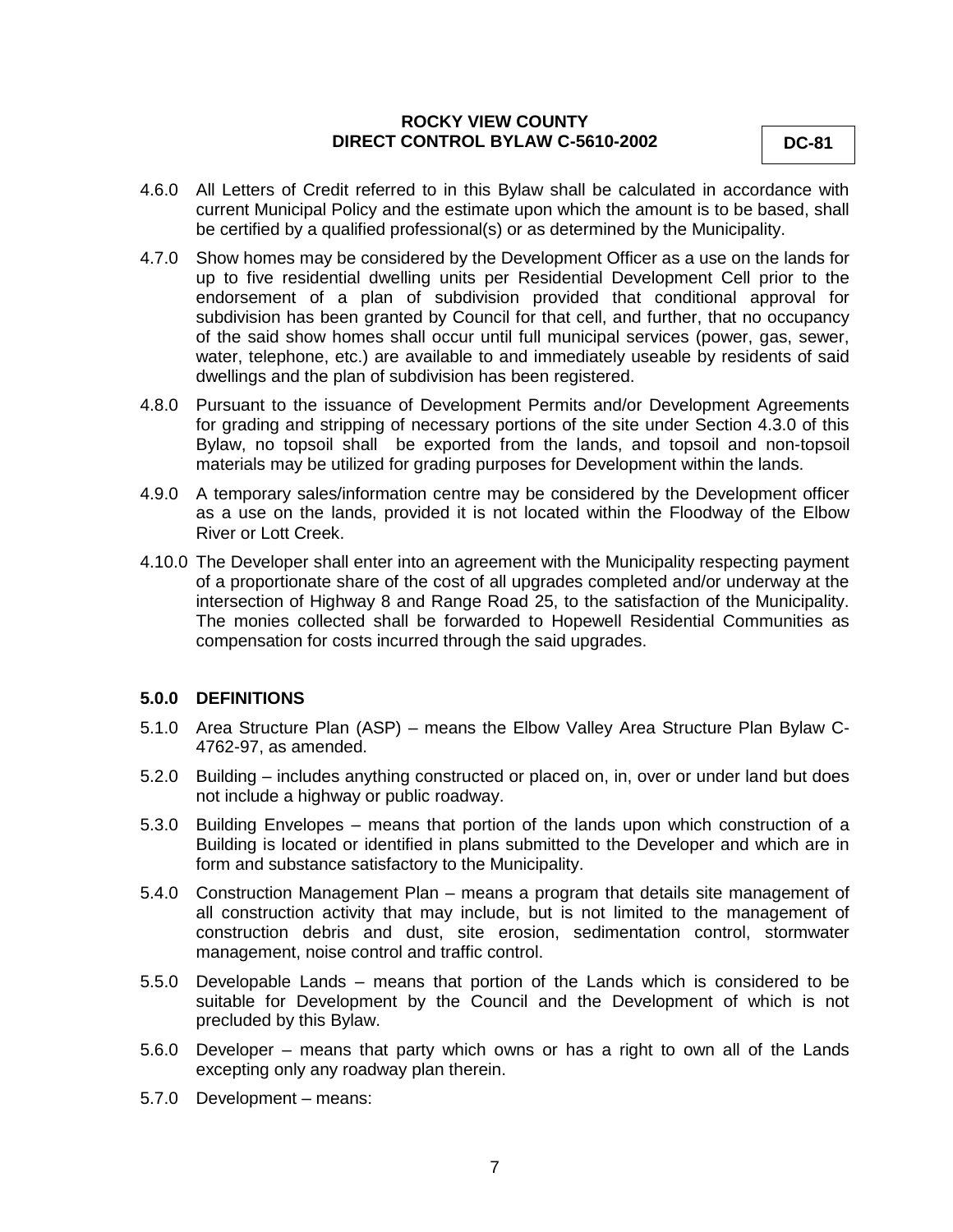4.6.0 All Letters of Credit referred to in this Bylaw shall be calculated in accordance with current Municipal Policy and the estimate upon which the amount is to be based, shall be certified by a qualified professional(s) or as determined by the Municipality.

4.7.0 Show homes may be considered by the Development Officer as a use on the lands for up to five residential dwelling units per Residential Development Cell prior to the endorsement of a plan of subdivision provided that conditional approval for subdivision has been granted by Council for that cell, and further, that no occupancy of the said show homes shall occur until full municipal services (power, gas, sewer, water, telephone, etc.) are available to and immediately useable by residents of said dwellings and the plan of subdivision has been registered.

4.8.0 Pursuant to the issuance of Development Permits and/or Development Agreements for grading and stripping of necessary portions of the site under Section 4.3.0 of this Bylaw, no topsoil shall be exported from the lands, and topsoil and non-topsoil materials may be utilized for grading purposes for Development within the lands.

4.9.0 A temporary sales/information centre may be considered by the Development officer as a use on the lands, provided it is not located within the Floodway of the Elbow River or Lott Creek.

4.10.0 The Developer shall enter into an agreement with the Municipality respecting payment of a proportionate share of the cost of all upgrades completed and/or underway at the intersection of Highway 8 and Range Road 25, to the satisfaction of the Municipality. The monies collected shall be forwarded to Hopewell Residential Communities as compensation for costs incurred through the said upgrades.

## 5.0.0 DEFINITIONS

5.1.0 Area Structure Plan (ASP) – means the Elbow Valley Area Structure Plan Bylaw C-4762-97, as amended.

5.2.0 Building – includes anything constructed or placed on, in, over or under land but does not include a highway or public roadway.

5.3.0 Building Envelopes – means that portion of the lands upon which construction of a Building is located or identified in plans submitted to the Developer and which are in form and substance satisfactory to the Municipality.

5.4.0 Construction Management Plan – means a program that details site management of all construction activity that may include, but is not limited to the management of construction debris and dust, site erosion, sedimentation control, stormwater management, noise control and traffic control.

5.5.0 Developable Lands – means that portion of the Lands which is considered to be suitable for Development by the Council and the Development of which is not precluded by this Bylaw.

5.6.0 Developer – means that party which owns or has a right to own all of the Lands excepting only any roadway plan therein.

5.7.0 Development – means: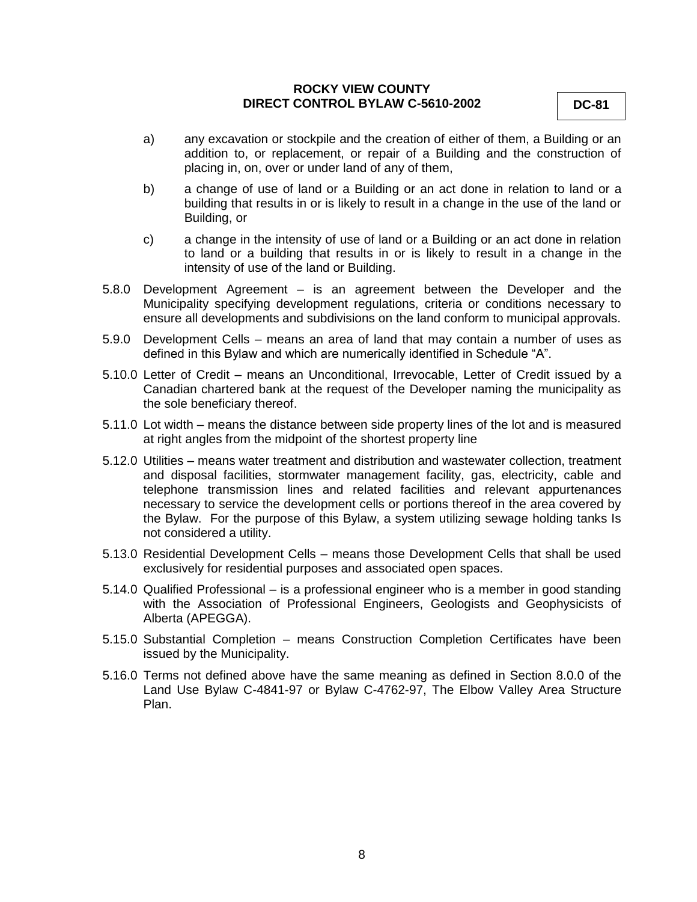a) any excavation or stockpile and the creation of either of them, a Building or an addition to, or replacement, or repair of a Building and the construction of placing in, on, over or under land of any of them,

b) a change of use of land or a Building or an act done in relation to land or a building that results in or is likely to result in a change in the use of the land or Building, or

c) a change in the intensity of use of land or a Building or an act done in relation to land or a building that results in or is likely to result in a change in the intensity of use of the land or Building.

5.8.0 Development Agreement – is an agreement between the Developer and the Municipality specifying development regulations, criteria or conditions necessary to ensure all developments and subdivisions on the land conform to municipal approvals.

5.9.0 Development Cells – means an area of land that may contain a number of uses as defined in this Bylaw and which are numerically identified in Schedule "A".

5.10.0 Letter of Credit – means an Unconditional, Irrevocable, Letter of Credit issued by a Canadian chartered bank at the request of the Developer naming the municipality as the sole beneficiary thereof.

5.11.0 Lot width – means the distance between side property lines of the lot and is measured at right angles from the midpoint of the shortest property line

5.12.0 Utilities – means water treatment and distribution and wastewater collection, treatment and disposal facilities, stormwater management facility, gas, electricity, cable and telephone transmission lines and related facilities and relevant appurtenances necessary to service the development cells or portions thereof in the area covered by the Bylaw. For the purpose of this Bylaw, a system utilizing sewage holding tanks Is not considered a utility.

5.13.0 Residential Development Cells – means those Development Cells that shall be used exclusively for residential purposes and associated open spaces.

5.14.0 Qualified Professional – is a professional engineer who is a member in good standing with the Association of Professional Engineers, Geologists and Geophysicists of Alberta (APEGGA).

5.15.0 Substantial Completion – means Construction Completion Certificates have been issued by the Municipality.

5.16.0 Terms not defined above have the same meaning as defined in Section 8.0.0 of the Land Use Bylaw C-4841-97 or Bylaw C-4762-97, The Elbow Valley Area Structure Plan.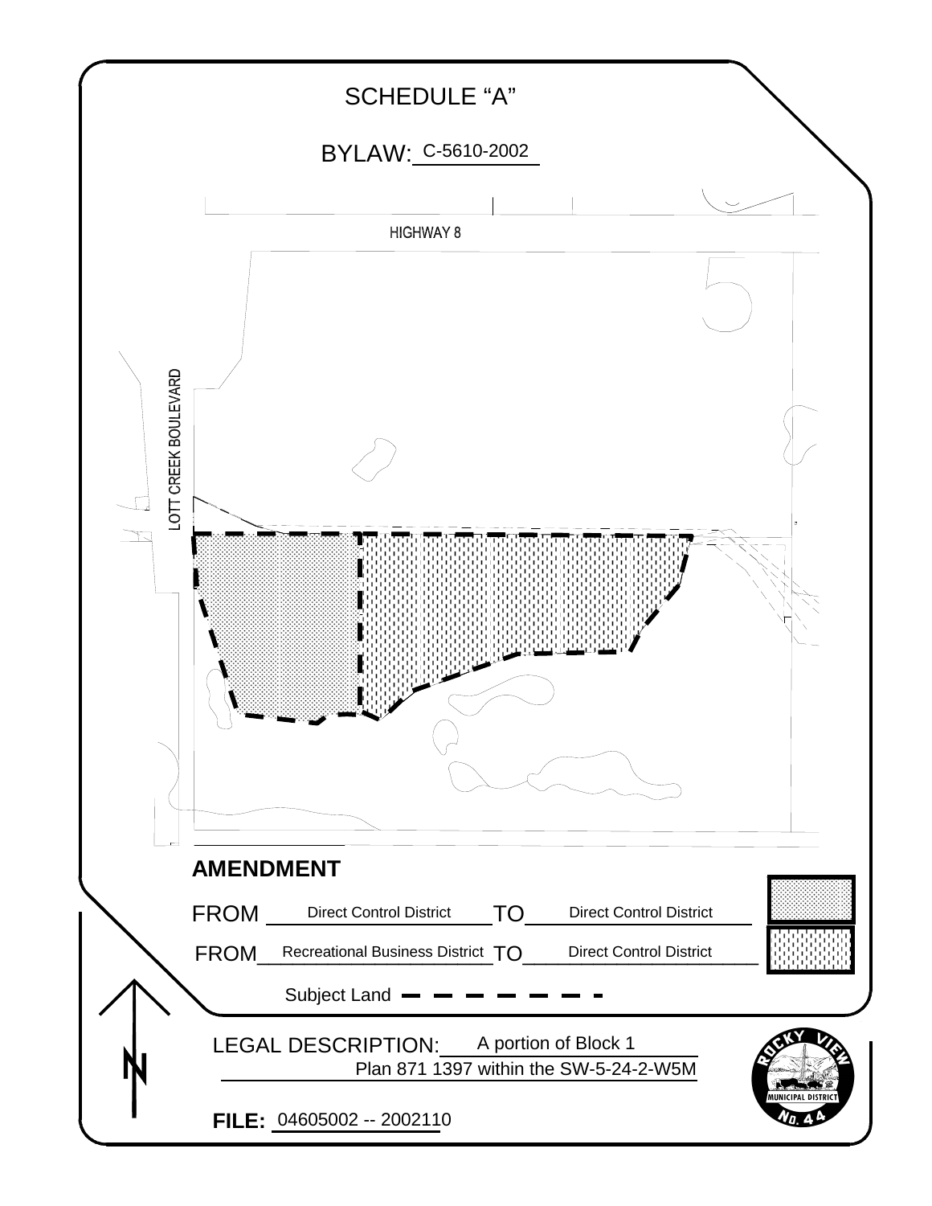# SCHEDULE "A"

BYLAW: C-5610-2002

HIGHWAY 8

LOTT CREEK BOULEVARD

5

## AMENDMENT

FROM Direct Control District TO Direct Control District

FROM Recreational Business District TO Direct Control District

Subject Land

LEGAL DESCRIPTION: A portion of Block 1 Plan 871 1397 within the SW-5-24-2-W5M

**FILE:** 04605002 -- 2002110

ROCKY VIEW MUNICIPAL DISTRICT No. 44

N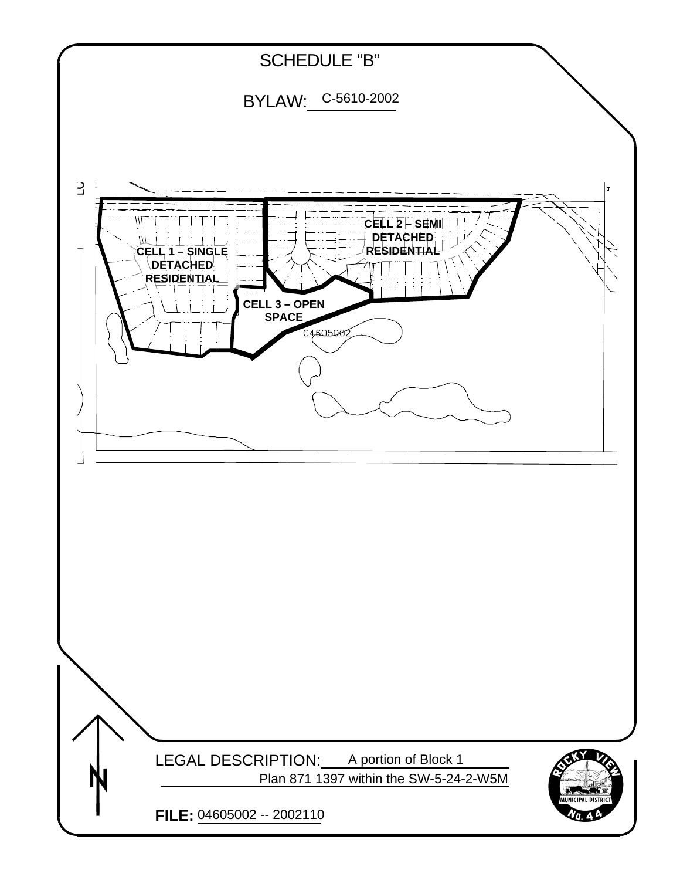# SCHEDULE "B"

BYLAW: C-5610-2002

CELL 1 – SINGLE DETACHED RESIDENTIAL

CELL 2 – SEMI DETACHED RESIDENTIAL

CELL 3 – OPEN SPACE

04605002

LEGAL DESCRIPTION: A portion of Block 1 Plan 871 1397 within the SW-5-24-2-W5M

**FILE:** 04605002 -- 2002110